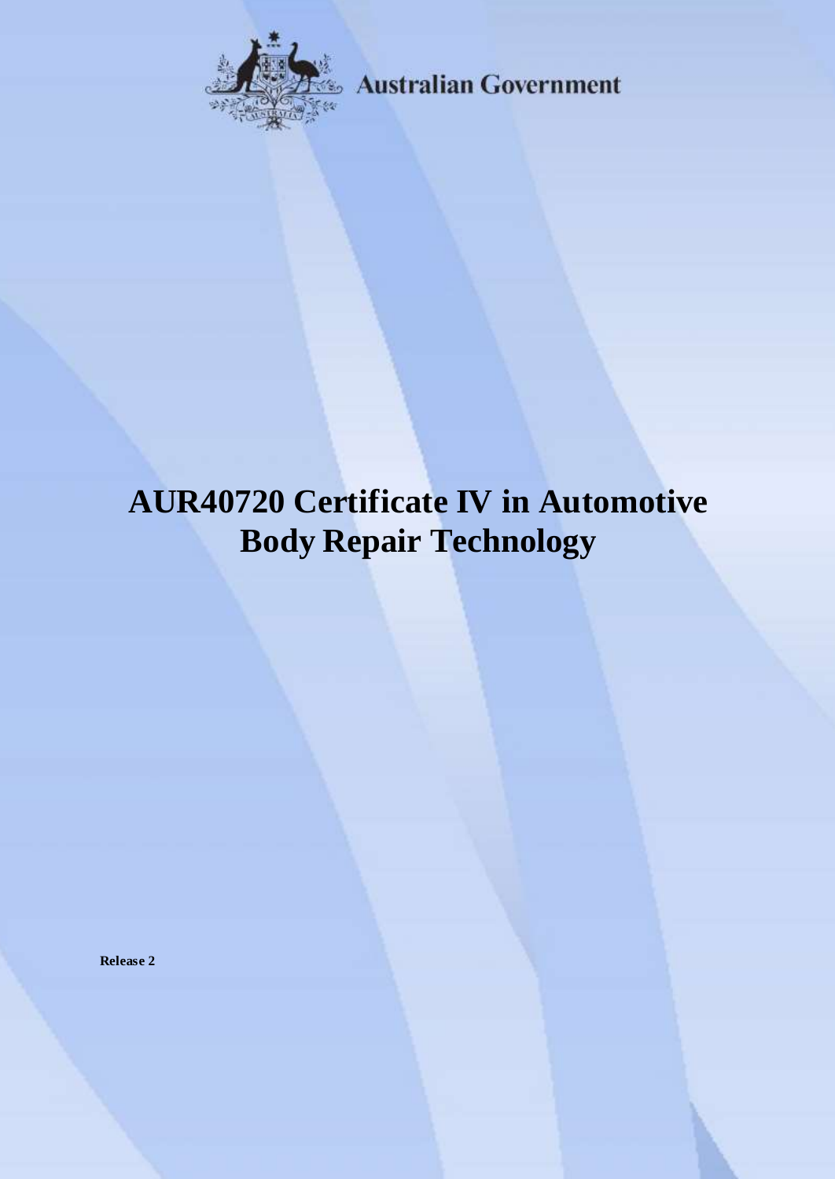Australian Government

# AUR40720 Certificate IV in Automotive Body Repair Technology

**Release 2**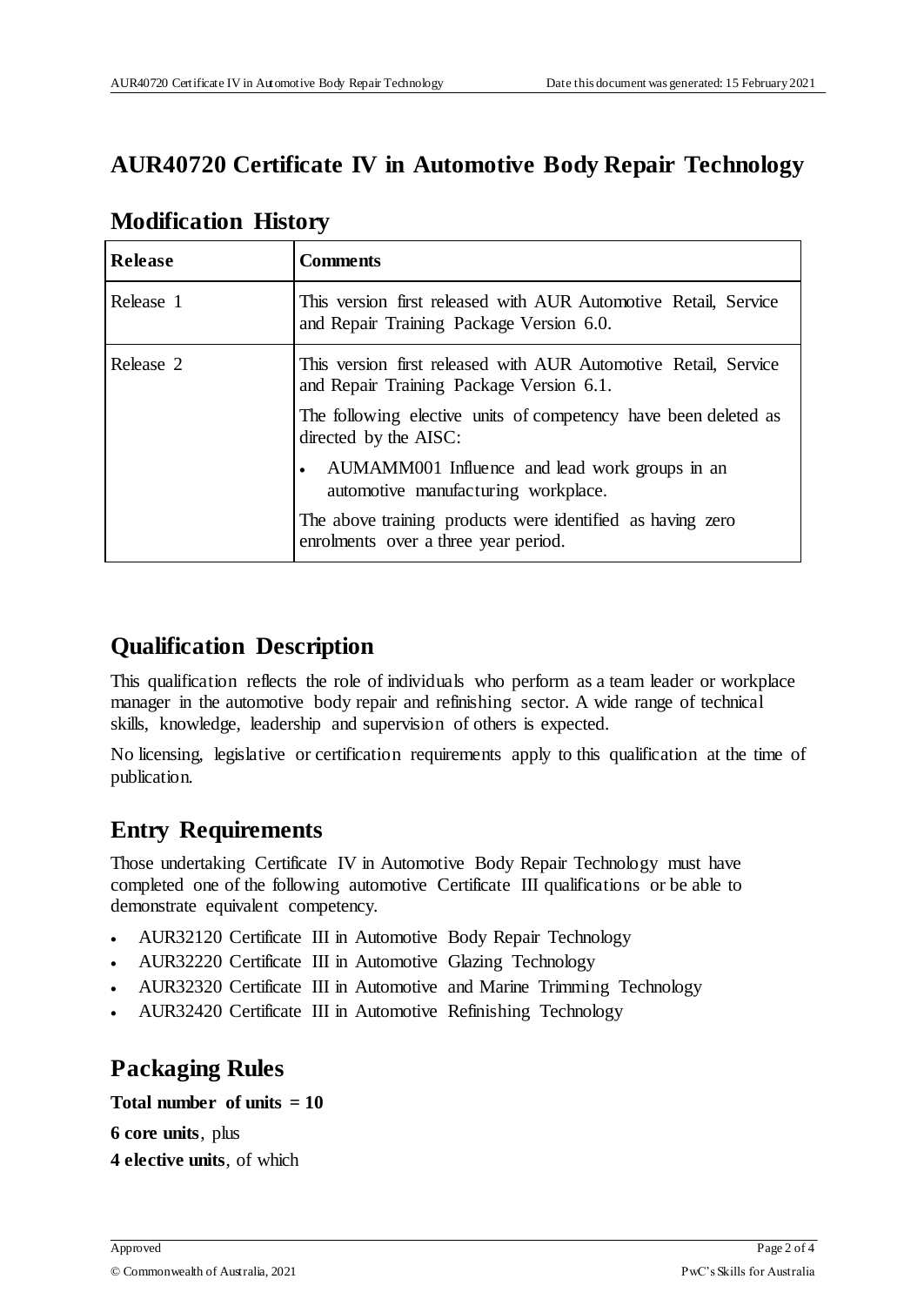# AUR40720 Certificate IV in Automotive Body Repair Technology

## Modification History

| Release | Comments |
|---|---|
| Release 1 | This version first released with AUR Automotive Retail, Service and Repair Training Package Version 6.0. |
| Release 2 | This version first released with AUR Automotive Retail, Service and Repair Training Package Version 6.1.<br>The following elective units of competency have been deleted as directed by the AISC:<br>• AUMAMM001 Influence and lead work groups in an automotive manufacturing workplace.<br>The above training products were identified as having zero enrolments over a three year period. |

## Qualification Description

This qualification reflects the role of individuals who perform as a team leader or workplace manager in the automotive body repair and refinishing sector. A wide range of technical skills, knowledge, leadership and supervision of others is expected.

No licensing, legislative or certification requirements apply to this qualification at the time of publication.

## Entry Requirements

Those undertaking Certificate IV in Automotive Body Repair Technology must have completed one of the following automotive Certificate III qualifications or be able to demonstrate equivalent competency.

- AUR32120 Certificate III in Automotive Body Repair Technology
- AUR32220 Certificate III in Automotive Glazing Technology
- AUR32320 Certificate III in Automotive and Marine Trimming Technology
- AUR32420 Certificate III in Automotive Refinishing Technology

## Packaging Rules

**Total number of units = 10**

**6 core units**, plus

**4 elective units**, of which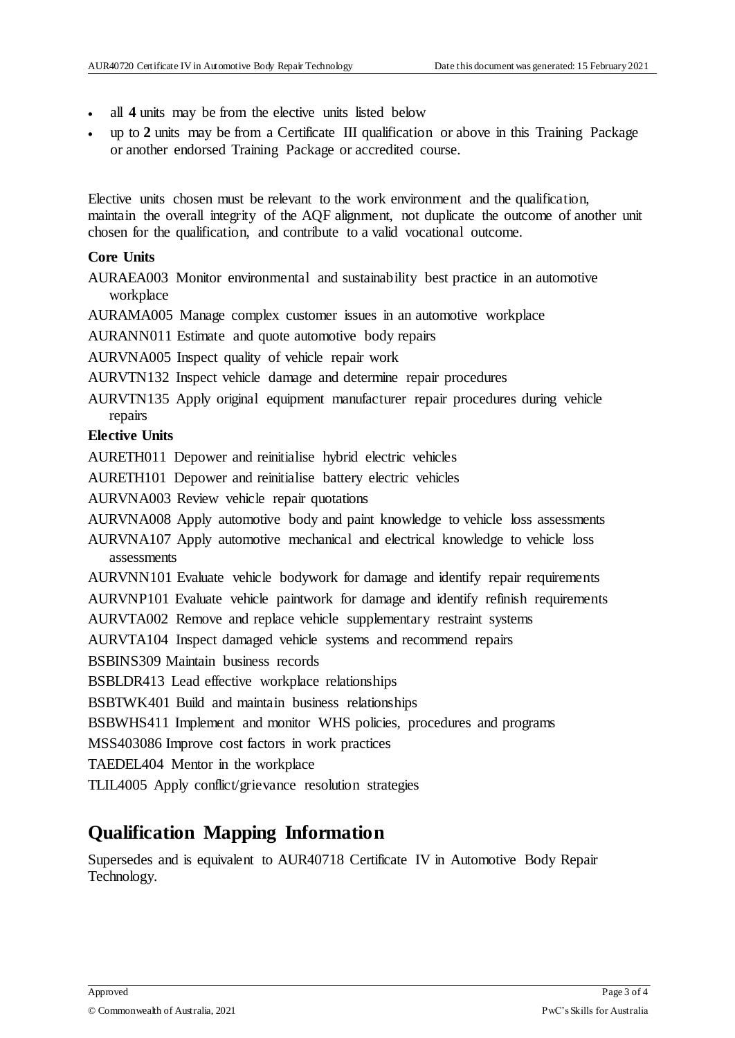- all **4** units may be from the elective units listed below
- up to **2** units may be from a Certificate III qualification or above in this Training Package or another endorsed Training Package or accredited course.

Elective units chosen must be relevant to the work environment and the qualification, maintain the overall integrity of the AQF alignment, not duplicate the outcome of another unit chosen for the qualification, and contribute to a valid vocational outcome.

**Core Units**

AURAEA003 Monitor environmental and sustainability best practice in an automotive workplace

AURAMA005 Manage complex customer issues in an automotive workplace

AURANN011 Estimate and quote automotive body repairs

AURVNA005 Inspect quality of vehicle repair work

AURVTN132 Inspect vehicle damage and determine repair procedures

AURVTN135 Apply original equipment manufacturer repair procedures during vehicle repairs

**Elective Units**

AURETH011 Depower and reinitialise hybrid electric vehicles

AURETH101 Depower and reinitialise battery electric vehicles

AURVNA003 Review vehicle repair quotations

AURVNA008 Apply automotive body and paint knowledge to vehicle loss assessments

AURVNA107 Apply automotive mechanical and electrical knowledge to vehicle loss assessments

AURVNN101 Evaluate vehicle bodywork for damage and identify repair requirements

AURVNP101 Evaluate vehicle paintwork for damage and identify refinish requirements

AURVTA002 Remove and replace vehicle supplementary restraint systems

AURVTA104 Inspect damaged vehicle systems and recommend repairs

BSBINS309 Maintain business records

BSBLDR413 Lead effective workplace relationships

BSBTWK401 Build and maintain business relationships

BSBWHS411 Implement and monitor WHS policies, procedures and programs

MSS403086 Improve cost factors in work practices

TAEDEL404 Mentor in the workplace

TLIL4005 Apply conflict/grievance resolution strategies

## Qualification Mapping Information

Supersedes and is equivalent to AUR40718 Certificate IV in Automotive Body Repair Technology.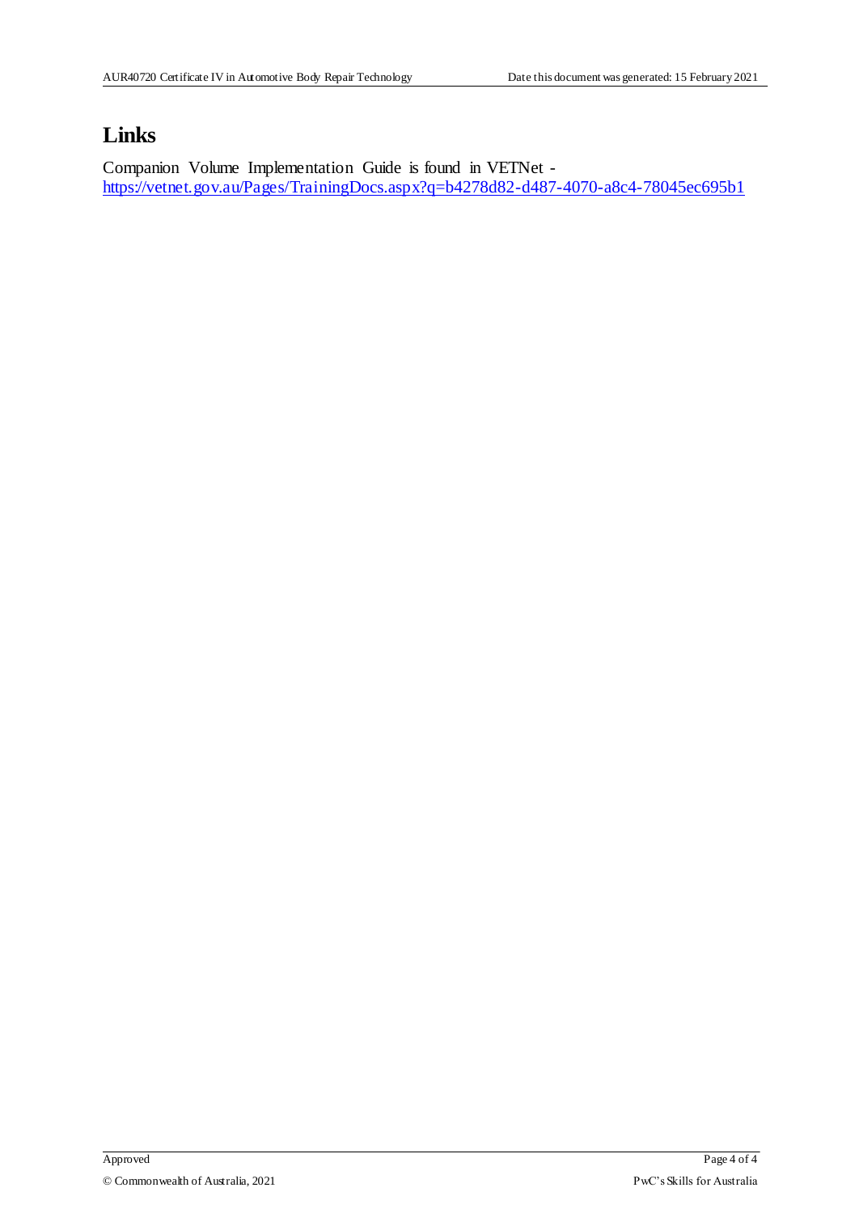# Links

Companion Volume Implementation Guide is found in VETNet - [https://vetnet.gov.au/Pages/TrainingDocs.aspx?q=b4278d82-d487-4070-a8c4-78045ec695b1](https://vetnet.gov.au/Pages/TrainingDocs.aspx?q=b4278d82-d487-4070-a8c4-78045ec695b1)